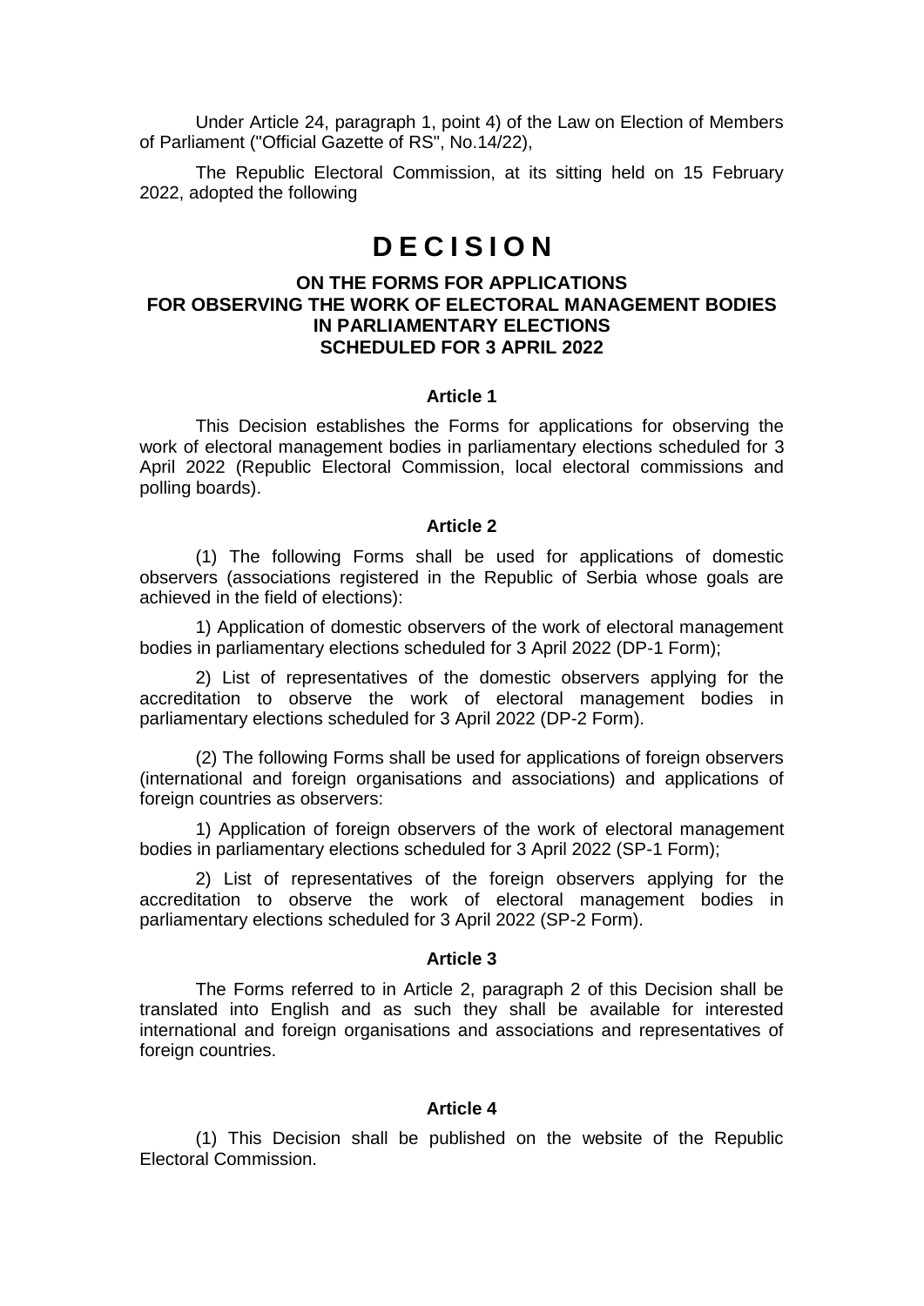Under Article 24, paragraph 1, point 4) of the Law on Election of Members of Parliament ("Official Gazette of RS", No.14/22),

The Republic Electoral Commission, at its sitting held on 15 February 2022, adopted the following

# D E C I S I O N

## ON THE FORMS FOR APPLICATIONS FOR OBSERVING THE WORK OF ELECTORAL MANAGEMENT BODIES IN PARLIAMENTARY ELECTIONS SCHEDULED FOR 3 APRIL 2022

### Article 1

This Decision establishes the Forms for applications for observing the work of electoral management bodies in parliamentary elections scheduled for 3 April 2022 (Republic Electoral Commission, local electoral commissions and polling boards).

### Article 2

(1) The following Forms shall be used for applications of domestic observers (associations registered in the Republic of Serbia whose goals are achieved in the field of elections):

1) Application of domestic observers of the work of electoral management bodies in parliamentary elections scheduled for 3 April 2022 (DP-1 Form);

2) List of representatives of the domestic observers applying for the accreditation to observe the work of electoral management bodies in parliamentary elections scheduled for 3 April 2022 (DP-2 Form).

(2) The following Forms shall be used for applications of foreign observers (international and foreign organisations and associations) and applications of foreign countries as observers:

1) Application of foreign observers of the work of electoral management bodies in parliamentary elections scheduled for 3 April 2022 (SP-1 Form);

2) List of representatives of the foreign observers applying for the accreditation to observe the work of electoral management bodies in parliamentary elections scheduled for 3 April 2022 (SP-2 Form).

### Article 3

The Forms referred to in Article 2, paragraph 2 of this Decision shall be translated into English and as such they shall be available for interested international and foreign organisations and associations and representatives of foreign countries.

### Article 4

(1) This Decision shall be published on the website of the Republic Electoral Commission.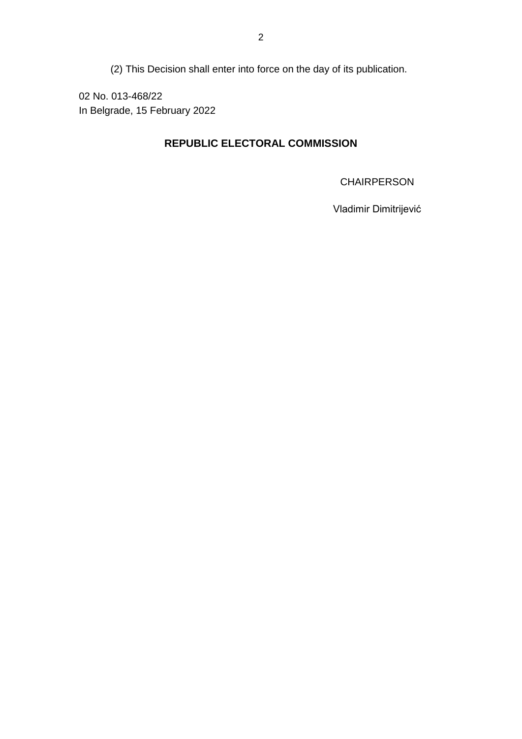(2) This Decision shall enter into force on the day of its publication.

02 No. 013-468/22
In Belgrade, 15 February 2022

**REPUBLIC ELECTORAL COMMISSION**

CHAIRPERSON

Vladimir Dimitrijević